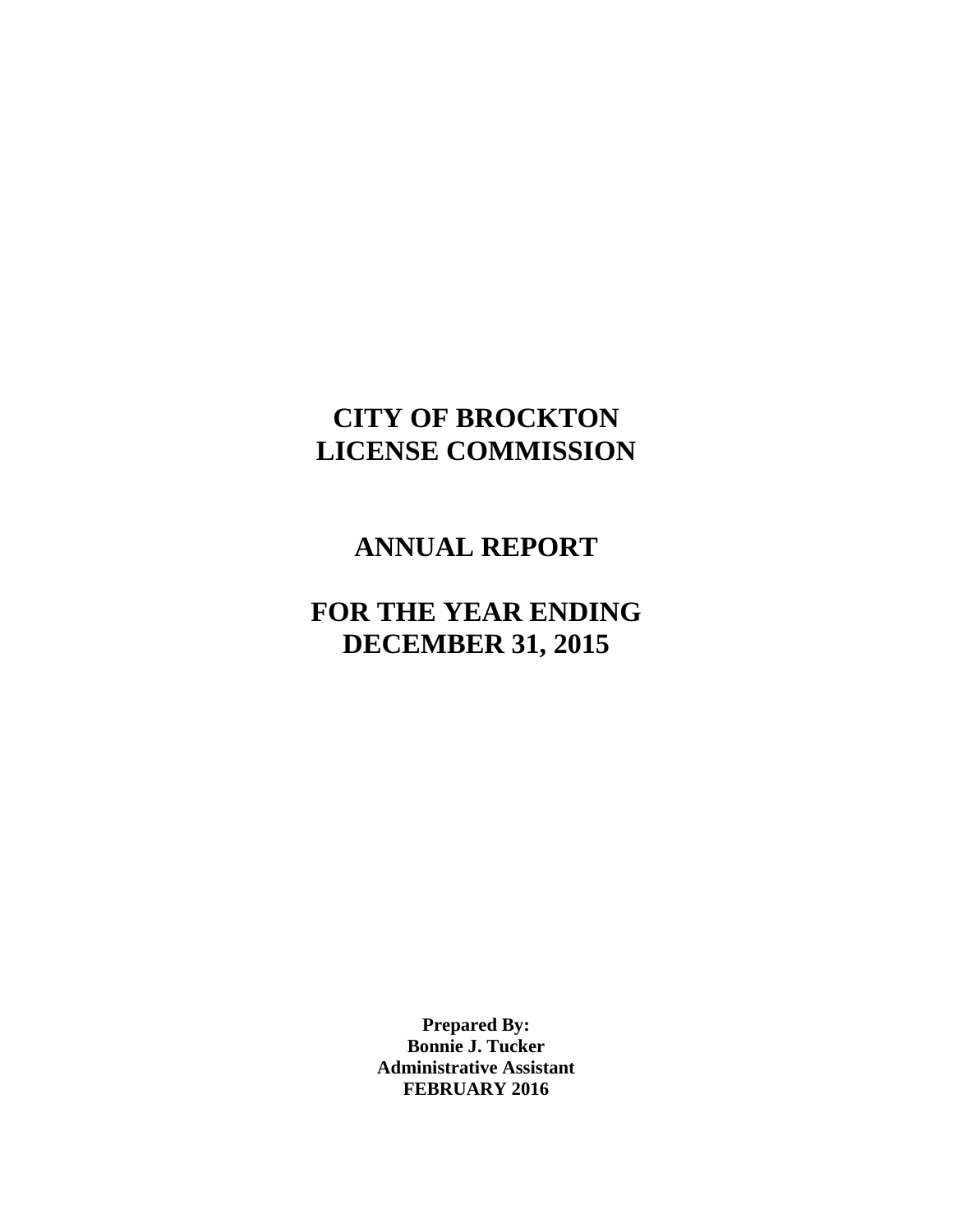# CITY OF BROCKTON
# LICENSE COMMISSION

# ANNUAL REPORT

# FOR THE YEAR ENDING
# DECEMBER 31, 2015

**Prepared By:**
**Bonnie J. Tucker**
**Administrative Assistant**
**FEBRUARY 2016**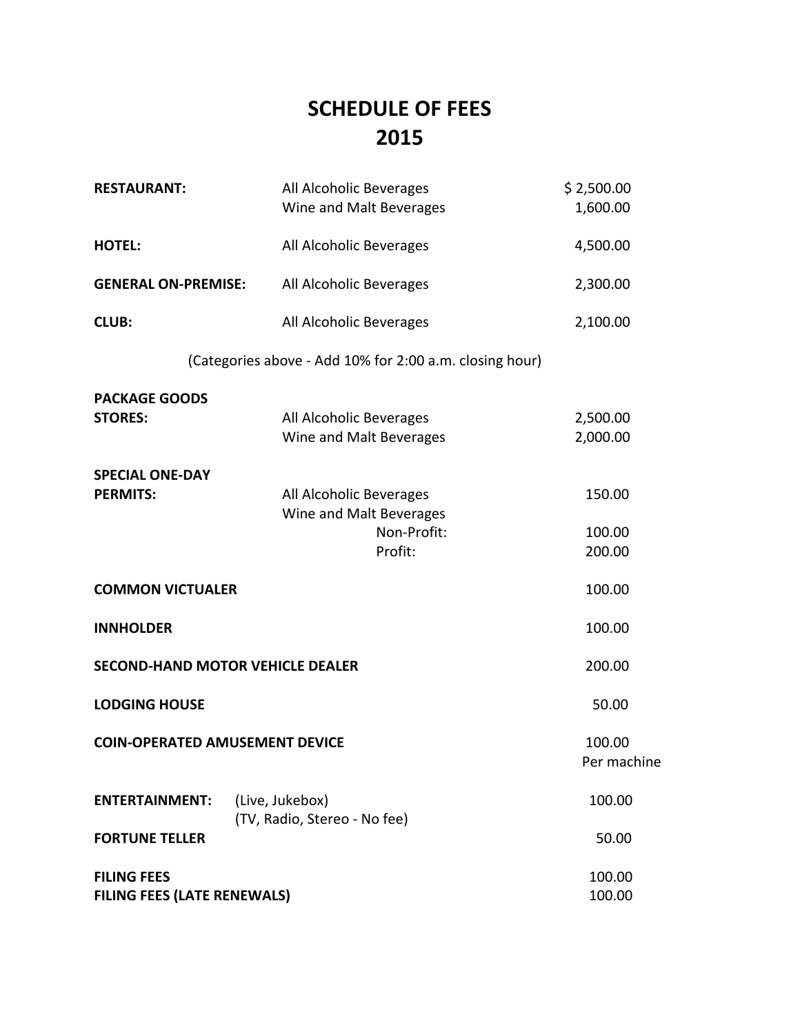# SCHEDULE OF FEES
# 2015

| | | |
|---|---|---|
| **RESTAURANT:** | All Alcoholic Beverages | $ 2,500.00 |
| | Wine and Malt Beverages | 1,600.00 |
| **HOTEL:** | All Alcoholic Beverages | 4,500.00 |
| **GENERAL ON-PREMISE:** | All Alcoholic Beverages | 2,300.00 |
| **CLUB:** | All Alcoholic Beverages | 2,100.00 |

(Categories above - Add 10% for 2:00 a.m. closing hour)

| | | |
|---|---|---|
| **PACKAGE GOODS STORES:** | All Alcoholic Beverages | 2,500.00 |
| | Wine and Malt Beverages | 2,000.00 |
| **SPECIAL ONE-DAY PERMITS:** | All Alcoholic Beverages | 150.00 |
| | Wine and Malt Beverages | |
| | Non-Profit: | 100.00 |
| | Profit: | 200.00 |
| **COMMON VICTUALER** | | 100.00 |
| **INNHOLDER** | | 100.00 |
| **SECOND-HAND MOTOR VEHICLE DEALER** | | 200.00 |
| **LODGING HOUSE** | | 50.00 |
| **COIN-OPERATED AMUSEMENT DEVICE** | | 100.00 Per machine |
| **ENTERTAINMENT:** | (Live, Jukebox) (TV, Radio, Stereo - No fee) | 100.00 |
| **FORTUNE TELLER** | | 50.00 |
| **FILING FEES** | | 100.00 |
| **FILING FEES (LATE RENEWALS)** | | 100.00 |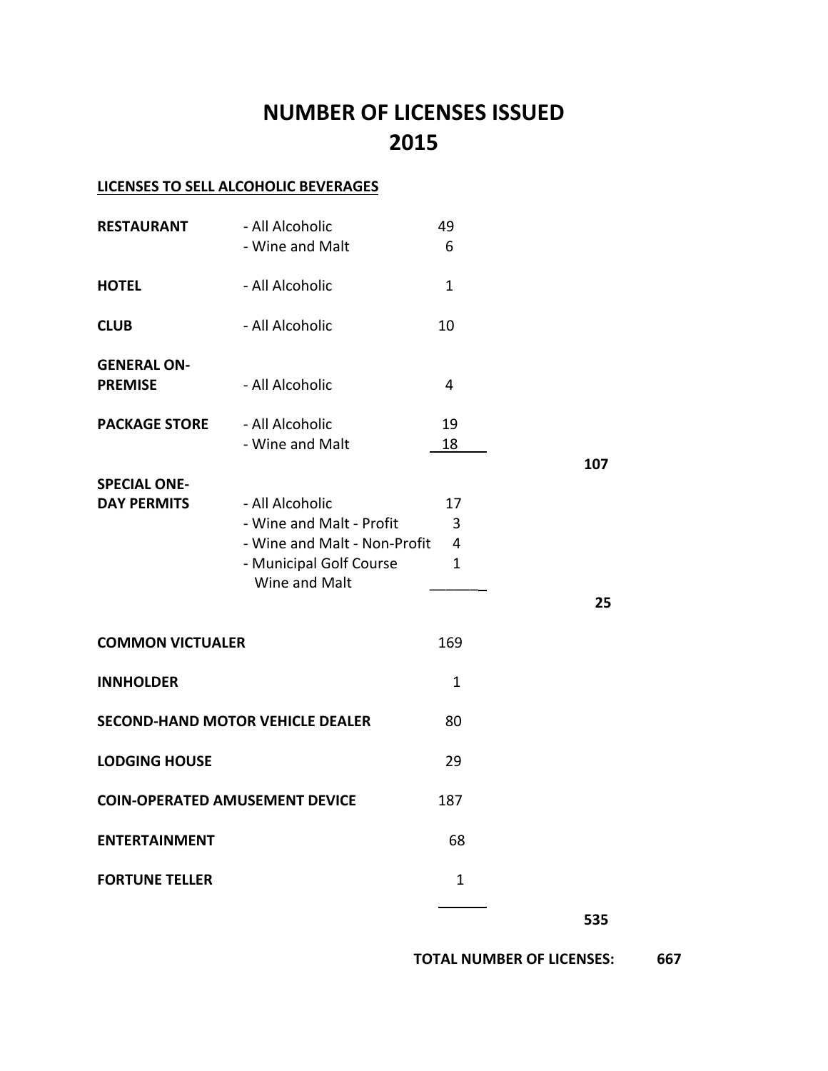# NUMBER OF LICENSES ISSUED
# 2015

**LICENSES TO SELL ALCOHOLIC BEVERAGES**

| | | | |
|---|---|---|---|
| **RESTAURANT** | - All Alcoholic | 49 | |
| | - Wine and Malt | 6 | |
| **HOTEL** | - All Alcoholic | 1 | |
| **CLUB** | - All Alcoholic | 10 | |
| **GENERAL ON-PREMISE** | - All Alcoholic | 4 | |
| **PACKAGE STORE** | - All Alcoholic | 19 | |
| | - Wine and Malt | 18 | |
| | | | **107** |
| **SPECIAL ONE-DAY PERMITS** | - All Alcoholic | 17 | |
| | - Wine and Malt - Profit | 3 | |
| | - Wine and Malt - Non-Profit | 4 | |
| | - Municipal Golf Course Wine and Malt | 1 | |
| | | | **25** |
| **COMMON VICTUALER** | | 169 | |
| **INNHOLDER** | | 1 | |
| **SECOND-HAND MOTOR VEHICLE DEALER** | | 80 | |
| **LODGING HOUSE** | | 29 | |
| **COIN-OPERATED AMUSEMENT DEVICE** | | 187 | |
| **ENTERTAINMENT** | | 68 | |
| **FORTUNE TELLER** | | 1 | |
| | | | **535** |

**TOTAL NUMBER OF LICENSES: 667**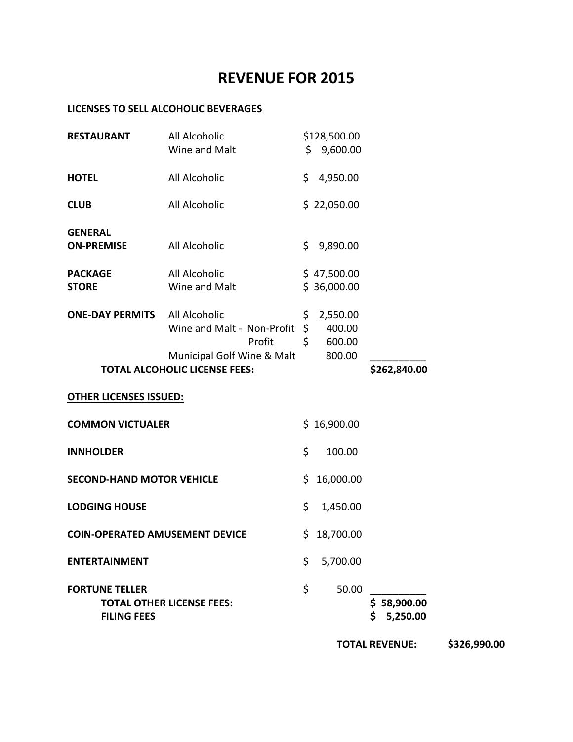# REVENUE FOR 2015

## LICENSES TO SELL ALCOHOLIC BEVERAGES

| | | | |
|---|---|---|---|
| **RESTAURANT** | All Alcoholic | $128,500.00 | |
| | Wine and Malt | $ 9,600.00 | |
| **HOTEL** | All Alcoholic | $ 4,950.00 | |
| **CLUB** | All Alcoholic | $ 22,050.00 | |
| **GENERAL ON-PREMISE** | All Alcoholic | $ 9,890.00 | |
| **PACKAGE STORE** | All Alcoholic | $ 47,500.00 | |
| | Wine and Malt | $ 36,000.00 | |
| **ONE-DAY PERMITS** | All Alcoholic | $ 2,550.00 | |
| | Wine and Malt - Non-Profit | $ 400.00 | |
| | Profit | $ 600.00 | |
| | Municipal Golf Wine & Malt | 800.00 | |
| **TOTAL ALCOHOLIC LICENSE FEES:** | | | **$262,840.00** |

## OTHER LICENSES ISSUED:

| | | |
|---|---|---|
| **COMMON VICTUALER** | $ 16,900.00 | |
| **INNHOLDER** | $ 100.00 | |
| **SECOND-HAND MOTOR VEHICLE** | $ 16,000.00 | |
| **LODGING HOUSE** | $ 1,450.00 | |
| **COIN-OPERATED AMUSEMENT DEVICE** | $ 18,700.00 | |
| **ENTERTAINMENT** | $ 5,700.00 | |
| **FORTUNE TELLER** | $ 50.00 | |
| **TOTAL OTHER LICENSE FEES:** | | **$ 58,900.00** |
| **FILING FEES** | | **$ 5,250.00** |

**TOTAL REVENUE: $326,990.00**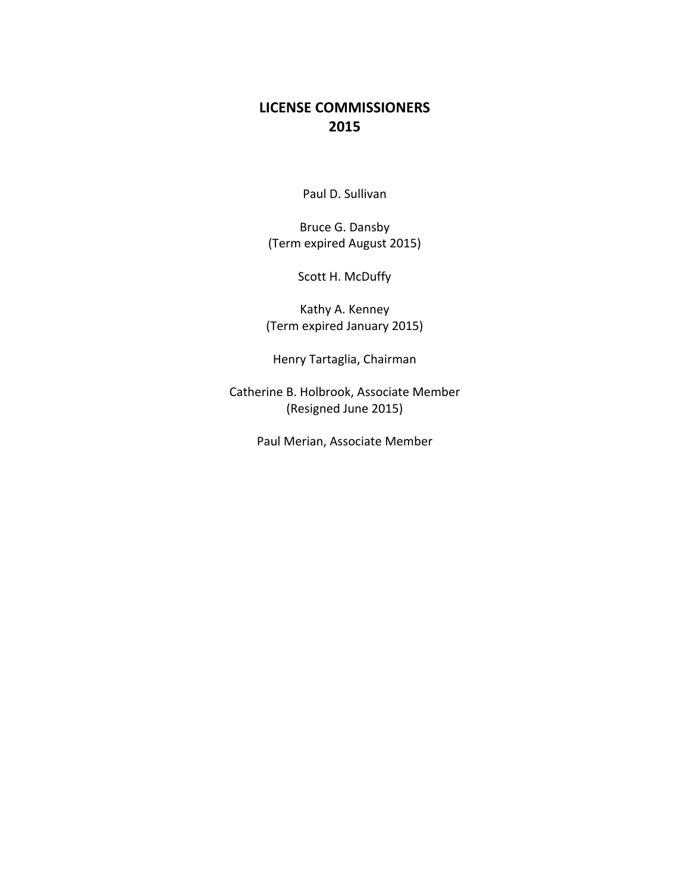# LICENSE COMMISSIONERS 2015

Paul D. Sullivan

Bruce G. Dansby
(Term expired August 2015)

Scott H. McDuffy

Kathy A. Kenney
(Term expired January 2015)

Henry Tartaglia, Chairman

Catherine B. Holbrook, Associate Member
(Resigned June 2015)

Paul Merian, Associate Member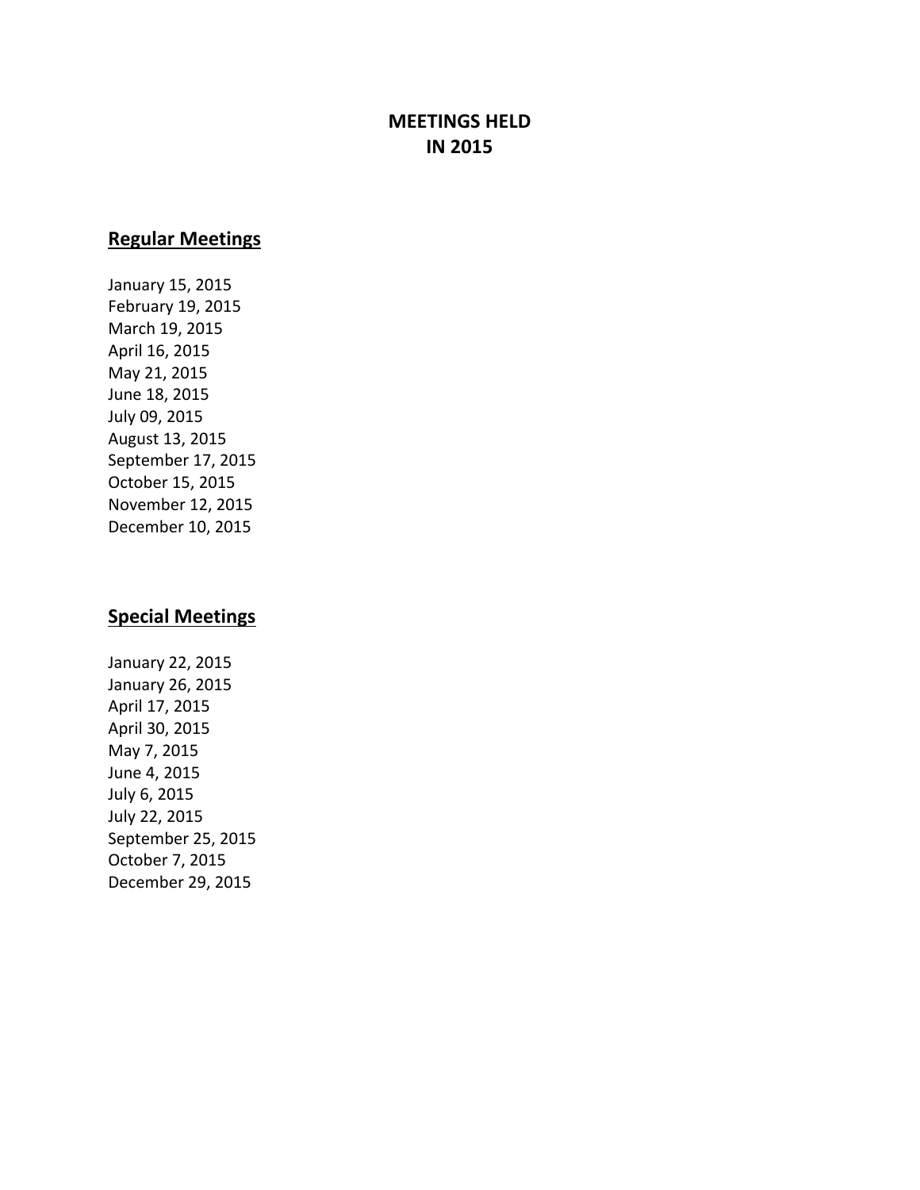# MEETINGS HELD IN 2015

## Regular Meetings

January 15, 2015
February 19, 2015
March 19, 2015
April 16, 2015
May 21, 2015
June 18, 2015
July 09, 2015
August 13, 2015
September 17, 2015
October 15, 2015
November 12, 2015
December 10, 2015

## Special Meetings

January 22, 2015
January 26, 2015
April 17, 2015
April 30, 2015
May 7, 2015
June 4, 2015
July 6, 2015
July 22, 2015
September 25, 2015
October 7, 2015
December 29, 2015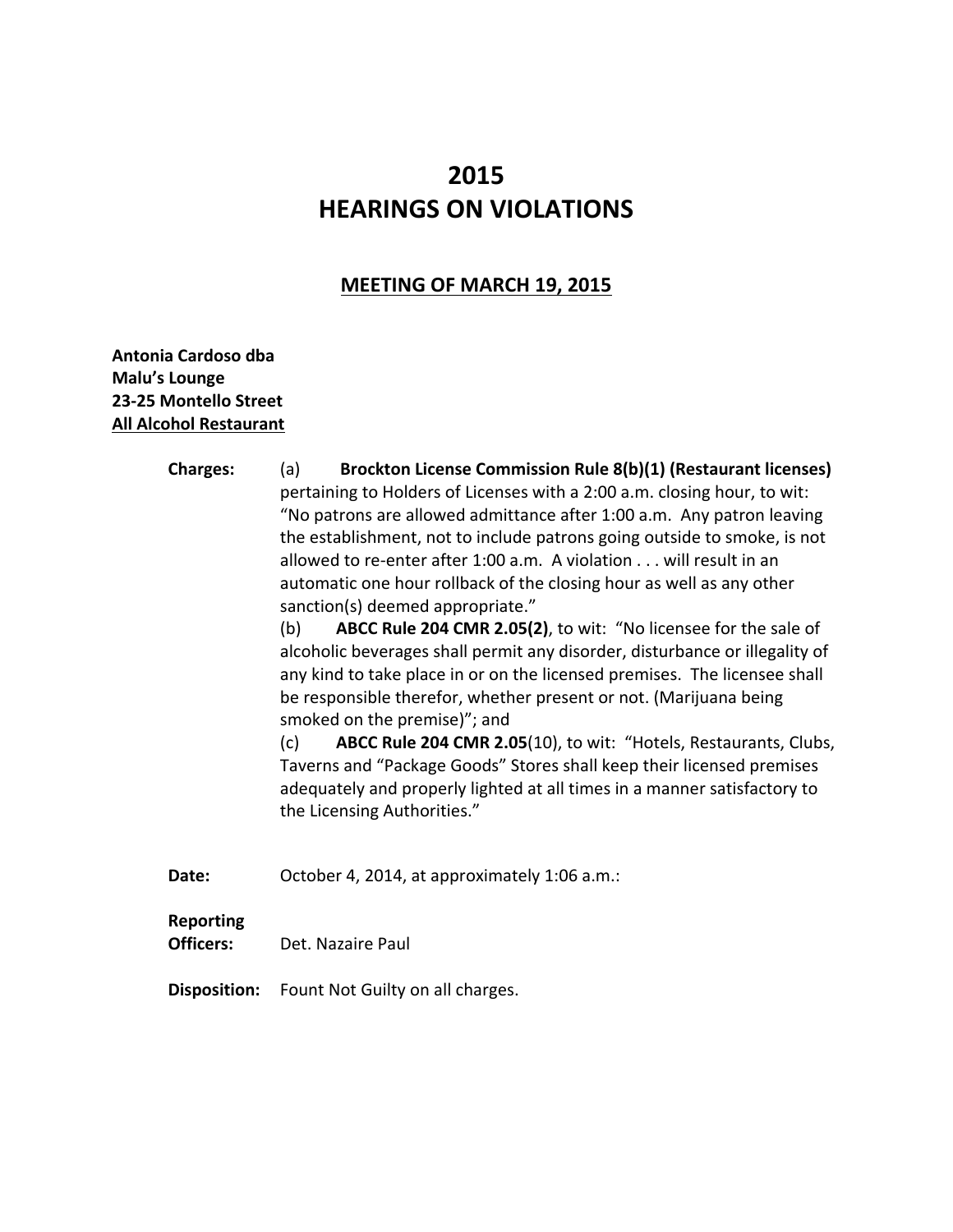# 2015
# HEARINGS ON VIOLATIONS

## MEETING OF MARCH 19, 2015

**Antonia Cardoso dba**
**Malu's Lounge**
**23-25 Montello Street**
**All Alcohol Restaurant**

**Charges:** (a) **Brockton License Commission Rule 8(b)(1) (Restaurant licenses)** pertaining to Holders of Licenses with a 2:00 a.m. closing hour, to wit: "No patrons are allowed admittance after 1:00 a.m. Any patron leaving the establishment, not to include patrons going outside to smoke, is not allowed to re-enter after 1:00 a.m. A violation . . . will result in an automatic one hour rollback of the closing hour as well as any other sanction(s) deemed appropriate."

(b) **ABCC Rule 204 CMR 2.05(2)**, to wit: "No licensee for the sale of alcoholic beverages shall permit any disorder, disturbance or illegality of any kind to take place in or on the licensed premises. The licensee shall be responsible therefor, whether present or not. (Marijuana being smoked on the premise)"; and

(c) **ABCC Rule 204 CMR 2.05**(10), to wit: "Hotels, Restaurants, Clubs, Taverns and "Package Goods" Stores shall keep their licensed premises adequately and properly lighted at all times in a manner satisfactory to the Licensing Authorities."

**Date:** October 4, 2014, at approximately 1:06 a.m.:

**Reporting Officers:** Det. Nazaire Paul

**Disposition:** Fount Not Guilty on all charges.